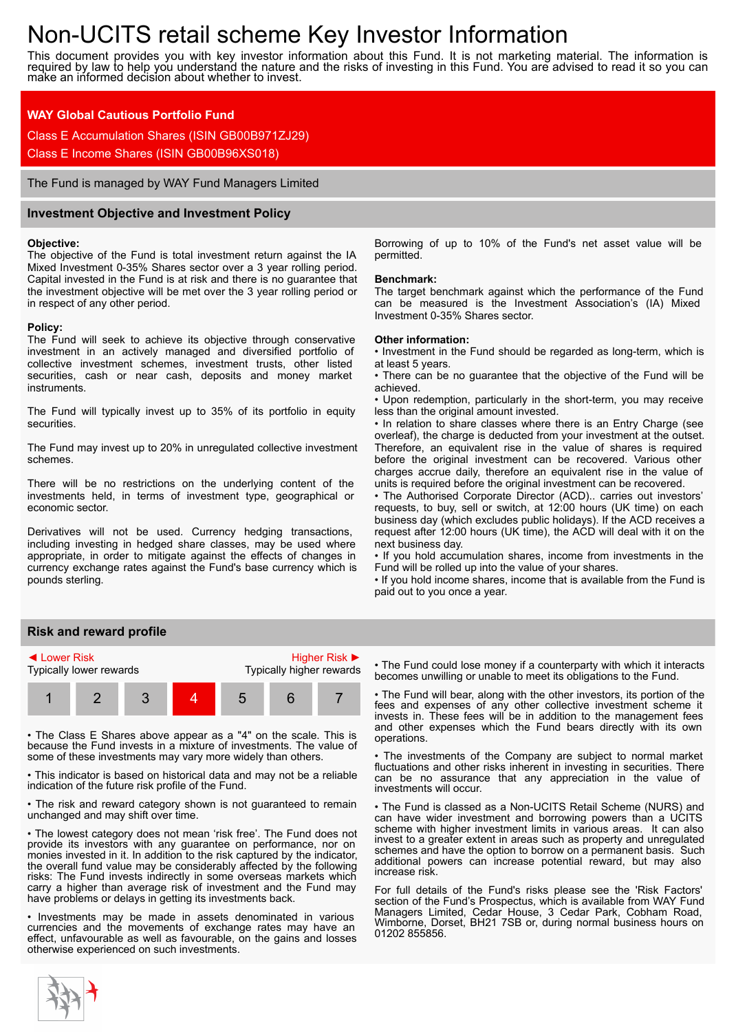# Non-UCITS retail scheme Key Investor Information

This document provides you with key investor information about this Fund. It is not marketing material. The information is required by law to help you understand the nature and the risks of investing in this Fund. You are advised to read it so you can make an informed decision about whether to invest.

**WAY Global Cautious Portfolio Fund**

Class E Accumulation Shares (ISIN GB00B971ZJ29)

Class E Income Shares (ISIN GB00B96XS018)

The Fund is managed by WAY Fund Managers Limited

## Investment Objective and Investment Policy

**Objective:**
The objective of the Fund is total investment return against the IA Mixed Investment 0-35% Shares sector over a 3 year rolling period. Capital invested in the Fund is at risk and there is no guarantee that the investment objective will be met over the 3 year rolling period or in respect of any other period.

**Policy:**
The Fund will seek to achieve its objective through conservative investment in an actively managed and diversified portfolio of collective investment schemes, investment trusts, other listed securities, cash or near cash, deposits and money market instruments.

The Fund will typically invest up to 35% of its portfolio in equity securities.

The Fund may invest up to 20% in unregulated collective investment schemes.

There will be no restrictions on the underlying content of the investments held, in terms of investment type, geographical or economic sector.

Derivatives will not be used. Currency hedging transactions, including investing in hedged share classes, may be used where appropriate, in order to mitigate against the effects of changes in currency exchange rates against the Fund's base currency which is pounds sterling.

Borrowing of up to 10% of the Fund's net asset value will be permitted.

**Benchmark:**
The target benchmark against which the performance of the Fund can be measured is the Investment Association's (IA) Mixed Investment 0-35% Shares sector.

**Other information:**

- Investment in the Fund should be regarded as long-term, which is at least 5 years.
- There can be no guarantee that the objective of the Fund will be achieved.
- Upon redemption, particularly in the short-term, you may receive less than the original amount invested.
- In relation to share classes where there is an Entry Charge (see overleaf), the charge is deducted from your investment at the outset. Therefore, an equivalent rise in the value of shares is required before the original investment can be recovered. Various other charges accrue daily, therefore an equivalent rise in the value of units is required before the original investment can be recovered.
- The Authorised Corporate Director (ACD).. carries out investors' requests, to buy, sell or switch, at 12:00 hours (UK time) on each business day (which excludes public holidays). If the ACD receives a request after 12:00 hours (UK time), the ACD will deal with it on the next business day.
- If you hold accumulation shares, income from investments in the Fund will be rolled up into the value of your shares.
- If you hold income shares, income that is available from the Fund is paid out to you once a year.

## Risk and reward profile

◄ Lower Risk — Typically lower rewards | Higher Risk ► — Typically higher rewards

| 1 | 2 | 3 | **4** | 5 | 6 | 7 |
|---|---|---|---|---|---|---|

- The Class E Shares above appear as a "4" on the scale. This is because the Fund invests in a mixture of investments. The value of some of these investments may vary more widely than others.
- This indicator is based on historical data and may not be a reliable indication of the future risk profile of the Fund.
- The risk and reward category shown is not guaranteed to remain unchanged and may shift over time.
- The lowest category does not mean 'risk free'. The Fund does not provide its investors with any guarantee on performance, nor on monies invested in it. In addition to the risk captured by the indicator, the overall fund value may be considerably affected by the following risks: The Fund invests indirectly in some overseas markets which carry a higher than average risk of investment and the Fund may have problems or delays in getting its investments back.
- Investments may be made in assets denominated in various currencies and the movements of exchange rates may have an effect, unfavourable as well as favourable, on the gains and losses otherwise experienced on such investments.
- The Fund could lose money if a counterparty with which it interacts becomes unwilling or unable to meet its obligations to the Fund.
- The Fund will bear, along with the other investors, its portion of the fees and expenses of any other collective investment scheme it invests in. These fees will be in addition to the management fees and other expenses which the Fund bears directly with its own operations.
- The investments of the Company are subject to normal market fluctuations and other risks inherent in investing in securities. There can be no assurance that any appreciation in the value of investments will occur.
- The Fund is classed as a Non-UCITS Retail Scheme (NURS) and can have wider investment and borrowing powers than a UCITS scheme with higher investment limits in various areas. It can also invest to a greater extent in areas such as property and unregulated schemes and have the option to borrow on a permanent basis. Such additional powers can increase potential reward, but may also increase risk.

For full details of the Fund's risks please see the 'Risk Factors' section of the Fund's Prospectus, which is available from WAY Fund Managers Limited, Cedar House, 3 Cedar Park, Cobham Road, Wimborne, Dorset, BH21 7SB or, during normal business hours on 01202 855856.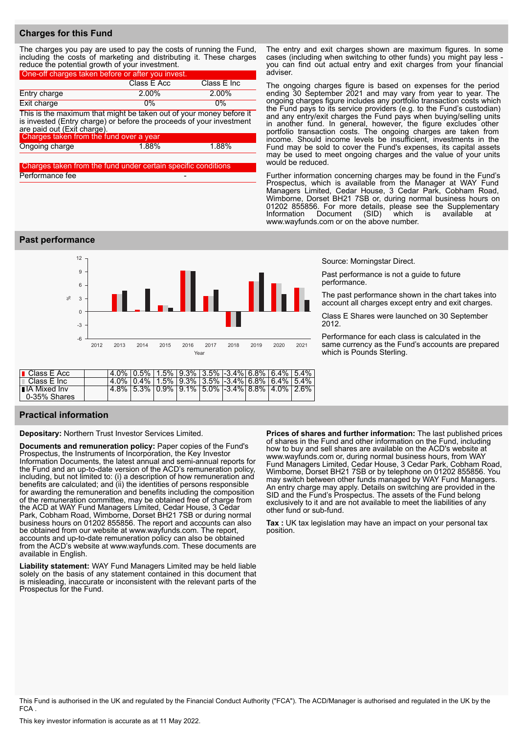## Charges for this Fund

The charges you pay are used to pay the costs of running the Fund, including the costs of marketing and distributing it. These charges reduce the potential growth of your investment.

| One-off charges taken before or after you invest. | | |
|---|---|---|
| | Class E Acc | Class E Inc |
| Entry charge | 2.00% | 2.00% |
| Exit charge | 0% | 0% |

This is the maximum that might be taken out of your money before it is invested (Entry charge) or before the proceeds of your investment are paid out (Exit charge).

| Charges taken from the fund over a year | | |
|---|---|---|
| Ongoing charge | 1.88% | 1.88% |

| Charges taken from the fund under certain specific conditions | |
|---|---|
| Performance fee | - |

The entry and exit charges shown are maximum figures. In some cases (including when switching to other funds) you might pay less - you can find out actual entry and exit charges from your financial adviser.

The ongoing charges figure is based on expenses for the period ending 30 September 2021 and may vary from year to year. The ongoing charges figure includes any portfolio transaction costs which the Fund pays to its service providers (e.g. to the Fund's custodian) and any entry/exit charges the Fund pays when buying/selling units in another fund. In general, however, the figure excludes other portfolio transaction costs. The ongoing charges are taken from income. Should income levels be insufficient, investments in the Fund may be sold to cover the Fund's expenses, its capital assets may be used to meet ongoing charges and the value of your units would be reduced.

Further information concerning charges may be found in the Fund's Prospectus, which is available from the Manager at WAY Fund Managers Limited, Cedar House, 3 Cedar Park, Cobham Road, Wimborne, Dorset BH21 7SB or, during normal business hours on 01202 855856. For more details, please see the Supplementary Information Document (SID) which is available at www.wayfunds.com or on the above number.

## Past performance

12
9
6
3
0
-3
-6
%
2012 2013 2014 2015 2016 2017 2018 2019 2020 2021
Year

| | 2012 | 2013 | 2014 | 2015 | 2016 | 2017 | 2018 | 2019 | 2020 | 2021 |
|---|---|---|---|---|---|---|---|---|---|---|
| Class E Acc | | 4.0% | 0.5% | 1.5% | 9.3% | 3.5% | -3.4% | 6.8% | 6.4% | 5.4% |
| Class E Inc | | 4.0% | 0.4% | 1.5% | 9.3% | 3.5% | -3.4% | 6.8% | 6.4% | 5.4% |
| IA Mixed Inv 0-35% Shares | | 4.8% | 5.3% | 0.9% | 9.1% | 5.0% | -3.4% | 8.8% | 4.0% | 2.6% |

Source: Morningstar Direct.

Past performance is not a guide to future performance.

The past performance shown in the chart takes into account all charges except entry and exit charges.

Class E Shares were launched on 30 September 2012.

Performance for each class is calculated in the same currency as the Fund's accounts are prepared which is Pounds Sterling.

## Practical information

**Depositary:** Northern Trust Investor Services Limited.

**Documents and remuneration policy:** Paper copies of the Fund's Prospectus, the Instruments of Incorporation, the Key Investor Information Documents, the latest annual and semi-annual reports for the Fund and an up-to-date version of the ACD's remuneration policy, including, but not limited to: (i) a description of how remuneration and benefits are calculated; and (ii) the identities of persons responsible for awarding the remuneration and benefits including the composition of the remuneration committee, may be obtained free of charge from the ACD at WAY Fund Managers Limited, Cedar House, 3 Cedar Park, Cobham Road, Wimborne, Dorset BH21 7SB or during normal business hours on 01202 855856. The report and accounts can also be obtained from our website at www.wayfunds.com. The report, accounts and up-to-date remuneration policy can also be obtained from the ACD's website at www.wayfunds.com. These documents are available in English.

**Liability statement:** WAY Fund Managers Limited may be held liable solely on the basis of any statement contained in this document that is misleading, inaccurate or inconsistent with the relevant parts of the Prospectus for the Fund.

**Prices of shares and further information:** The last published prices of shares in the Fund and other information on the Fund, including how to buy and sell shares are available on the ACD's website at www.wayfunds.com or, during normal business hours, from WAY Fund Managers Limited, Cedar House, 3 Cedar Park, Cobham Road, Wimborne, Dorset BH21 7SB or by telephone on 01202 855856. You may switch between other funds managed by WAY Fund Managers. An entry charge may apply. Details on switching are provided in the SID and the Fund's Prospectus. The assets of the Fund belong exclusively to it and are not available to meet the liabilities of any other fund or sub-fund.

**Tax :** UK tax legislation may have an impact on your personal tax position.

This Fund is authorised in the UK and regulated by the Financial Conduct Authority ("FCA"). The ACD/Manager is authorised and regulated in the UK by the FCA .

This key investor information is accurate as at 11 May 2022.